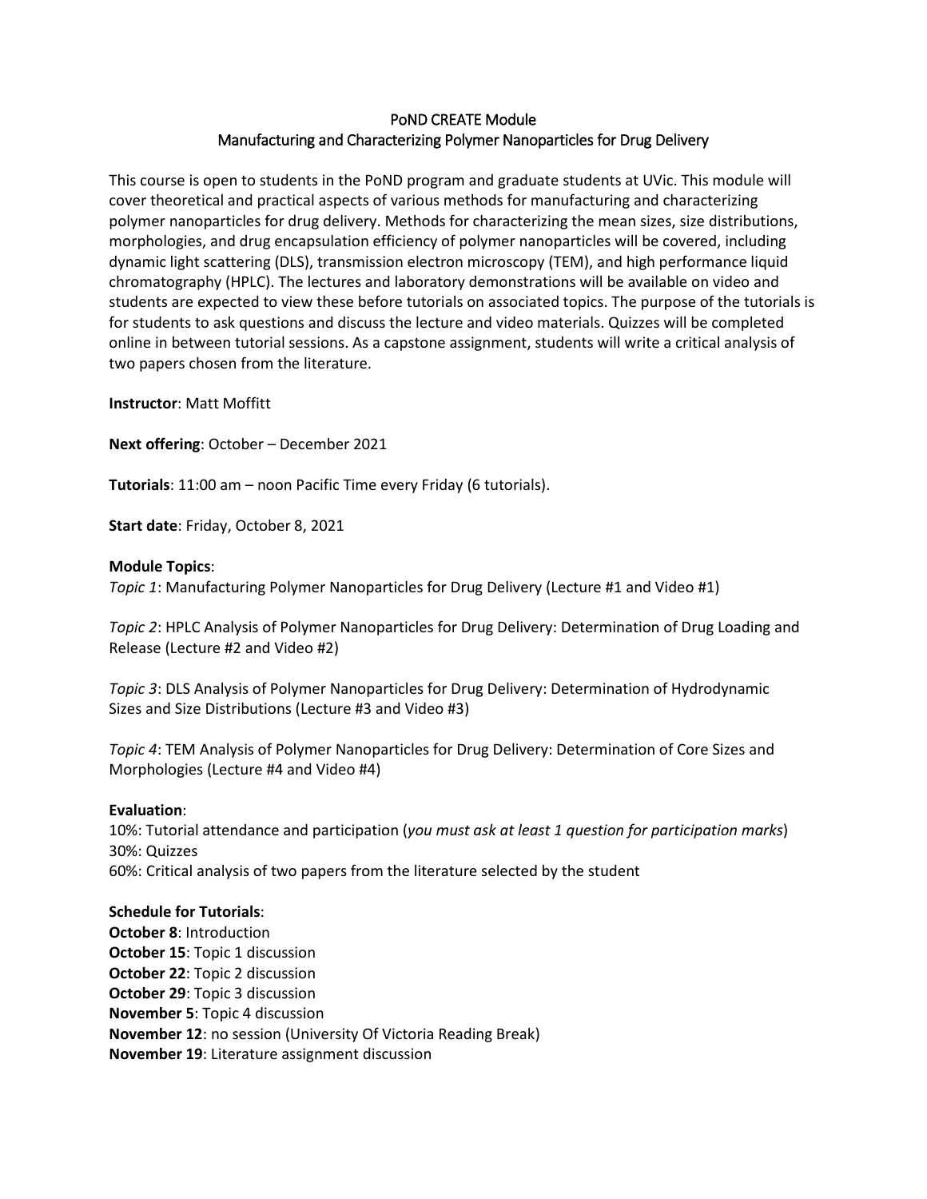# PoND CREATE Module
## Manufacturing and Characterizing Polymer Nanoparticles for Drug Delivery

This course is open to students in the PoND program and graduate students at UVic. This module will cover theoretical and practical aspects of various methods for manufacturing and characterizing polymer nanoparticles for drug delivery. Methods for characterizing the mean sizes, size distributions, morphologies, and drug encapsulation efficiency of polymer nanoparticles will be covered, including dynamic light scattering (DLS), transmission electron microscopy (TEM), and high performance liquid chromatography (HPLC). The lectures and laboratory demonstrations will be available on video and students are expected to view these before tutorials on associated topics. The purpose of the tutorials is for students to ask questions and discuss the lecture and video materials. Quizzes will be completed online in between tutorial sessions. As a capstone assignment, students will write a critical analysis of two papers chosen from the literature.

**Instructor**: Matt Moffitt

**Next offering**: October – December 2021

**Tutorials**: 11:00 am – noon Pacific Time every Friday (6 tutorials).

**Start date**: Friday, October 8, 2021

**Module Topics**:

*Topic 1*: Manufacturing Polymer Nanoparticles for Drug Delivery (Lecture #1 and Video #1)

*Topic 2*: HPLC Analysis of Polymer Nanoparticles for Drug Delivery: Determination of Drug Loading and Release (Lecture #2 and Video #2)

*Topic 3*: DLS Analysis of Polymer Nanoparticles for Drug Delivery: Determination of Hydrodynamic Sizes and Size Distributions (Lecture #3 and Video #3)

*Topic 4*: TEM Analysis of Polymer Nanoparticles for Drug Delivery: Determination of Core Sizes and Morphologies (Lecture #4 and Video #4)

**Evaluation**:
10%: Tutorial attendance and participation (*you must ask at least 1 question for participation marks*)
30%: Quizzes
60%: Critical analysis of two papers from the literature selected by the student

**Schedule for Tutorials**:
**October 8**: Introduction
**October 15**: Topic 1 discussion
**October 22**: Topic 2 discussion
**October 29**: Topic 3 discussion
**November 5**: Topic 4 discussion
**November 12**: no session (University Of Victoria Reading Break)
**November 19**: Literature assignment discussion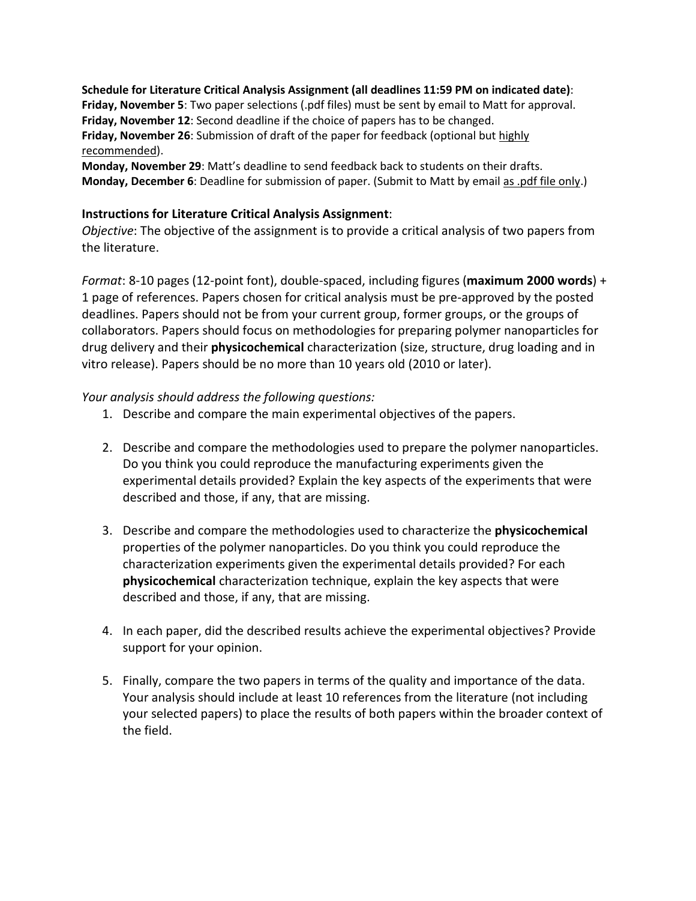**Schedule for Literature Critical Analysis Assignment (all deadlines 11:59 PM on indicated date)**:
**Friday, November 5**: Two paper selections (.pdf files) must be sent by email to Matt for approval.
**Friday, November 12**: Second deadline if the choice of papers has to be changed.
**Friday, November 26**: Submission of draft of the paper for feedback (optional but highly recommended).
**Monday, November 29**: Matt's deadline to send feedback back to students on their drafts.
**Monday, December 6**: Deadline for submission of paper. (Submit to Matt by email as .pdf file only.)

**Instructions for Literature Critical Analysis Assignment**:

*Objective*: The objective of the assignment is to provide a critical analysis of two papers from the literature.

*Format*: 8-10 pages (12-point font), double-spaced, including figures (**maximum 2000 words**) + 1 page of references. Papers chosen for critical analysis must be pre-approved by the posted deadlines. Papers should not be from your current group, former groups, or the groups of collaborators. Papers should focus on methodologies for preparing polymer nanoparticles for drug delivery and their **physicochemical** characterization (size, structure, drug loading and in vitro release). Papers should be no more than 10 years old (2010 or later).

*Your analysis should address the following questions:*

1. Describe and compare the main experimental objectives of the papers.

2. Describe and compare the methodologies used to prepare the polymer nanoparticles. Do you think you could reproduce the manufacturing experiments given the experimental details provided? Explain the key aspects of the experiments that were described and those, if any, that are missing.

3. Describe and compare the methodologies used to characterize the **physicochemical** properties of the polymer nanoparticles. Do you think you could reproduce the characterization experiments given the experimental details provided? For each **physicochemical** characterization technique, explain the key aspects that were described and those, if any, that are missing.

4. In each paper, did the described results achieve the experimental objectives? Provide support for your opinion.

5. Finally, compare the two papers in terms of the quality and importance of the data. Your analysis should include at least 10 references from the literature (not including your selected papers) to place the results of both papers within the broader context of the field.